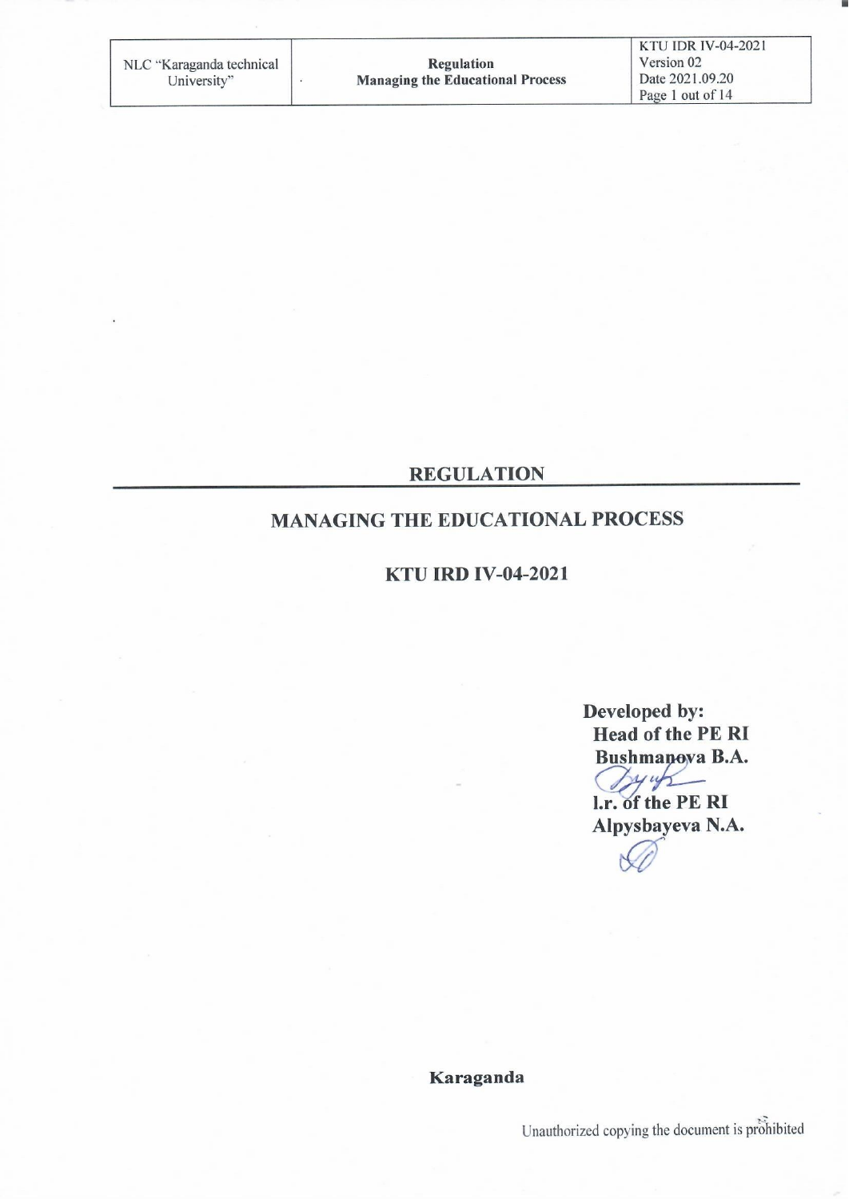# REGULATION

## MANAGING THE EDUCATIONAL PROCESS

### KTU IRD IV-04-2021

**Developed by:**
**Head of the PE RI**
**Bushmanova B.A.**

**l.r. of the PE RI**
**Alpysbayeva N.A.**

**Karaganda**

Unauthorized copying the document is prohibited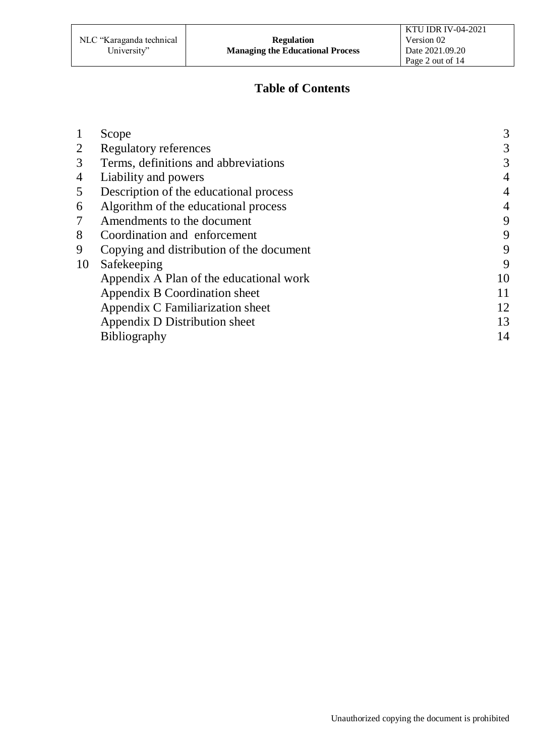## Table of Contents

| | | |
|---|---|---|
| 1 | Scope | 3 |
| 2 | Regulatory references | 3 |
| 3 | Terms, definitions and abbreviations | 3 |
| 4 | Liability and powers | 4 |
| 5 | Description of the educational process | 4 |
| 6 | Algorithm of the educational process | 4 |
| 7 | Amendments to the document | 9 |
| 8 | Coordination and enforcement | 9 |
| 9 | Copying and distribution of the document | 9 |
| 10 | Safekeeping | 9 |
| | Appendix A Plan of the educational work | 10 |
| | Appendix B Coordination sheet | 11 |
| | Appendix C Familiarization sheet | 12 |
| | Appendix D Distribution sheet | 13 |
| | Bibliography | 14 |

Unauthorized copying the document is prohibited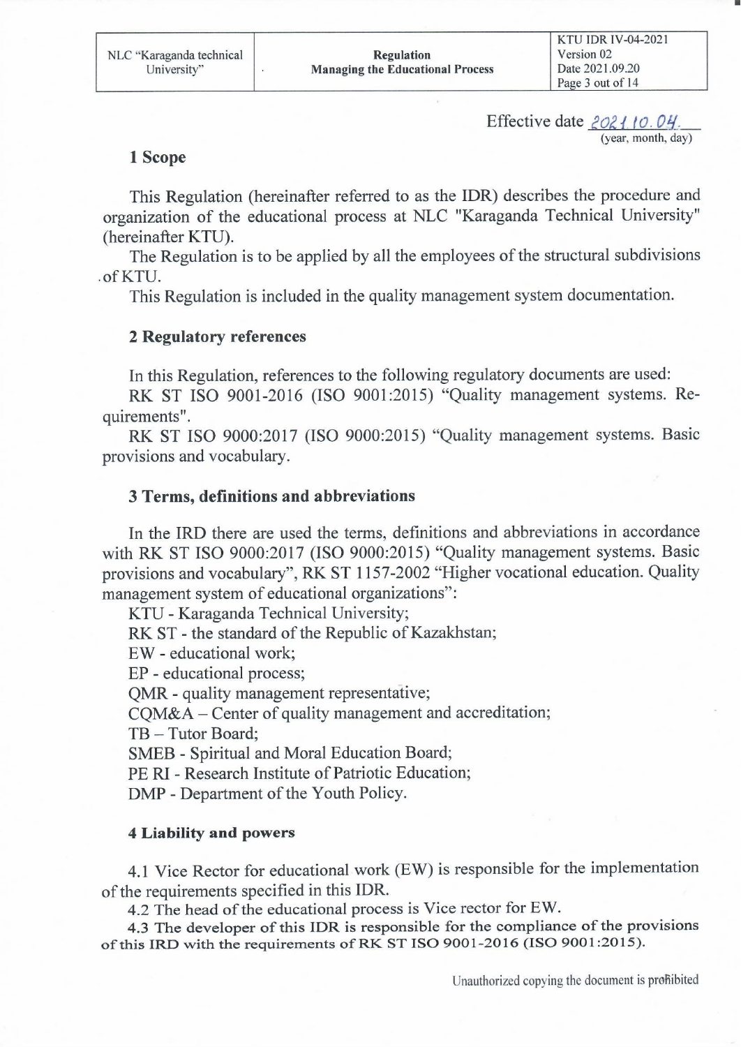Effective date 2021.10.04.
(year, month, day)

## 1 Scope

This Regulation (hereinafter referred to as the IDR) describes the procedure and organization of the educational process at NLC "Karaganda Technical University" (hereinafter KTU).

The Regulation is to be applied by all the employees of the structural subdivisions of KTU.

This Regulation is included in the quality management system documentation.

## 2 Regulatory references

In this Regulation, references to the following regulatory documents are used:

RK ST ISO 9001-2016 (ISO 9001:2015) "Quality management systems. Requirements".

RK ST ISO 9000:2017 (ISO 9000:2015) "Quality management systems. Basic provisions and vocabulary.

## 3 Terms, definitions and abbreviations

In the IRD there are used the terms, definitions and abbreviations in accordance with RK ST ISO 9000:2017 (ISO 9000:2015) "Quality management systems. Basic provisions and vocabulary", RK ST 1157-2002 "Higher vocational education. Quality management system of educational organizations":

KTU - Karaganda Technical University;
RK ST - the standard of the Republic of Kazakhstan;
EW - educational work;
EP - educational process;
QMR - quality management representative;
CQM&A – Center of quality management and accreditation;
TB – Tutor Board;
SMEB - Spiritual and Moral Education Board;
PE RI - Research Institute of Patriotic Education;
DMP - Department of the Youth Policy.

## 4 Liability and powers

4.1 Vice Rector for educational work (EW) is responsible for the implementation of the requirements specified in this IDR.

4.2 The head of the educational process is Vice rector for EW.

4.3 The developer of this IDR is responsible for the compliance of the provisions of this IRD with the requirements of RK ST ISO 9001-2016 (ISO 9001:2015).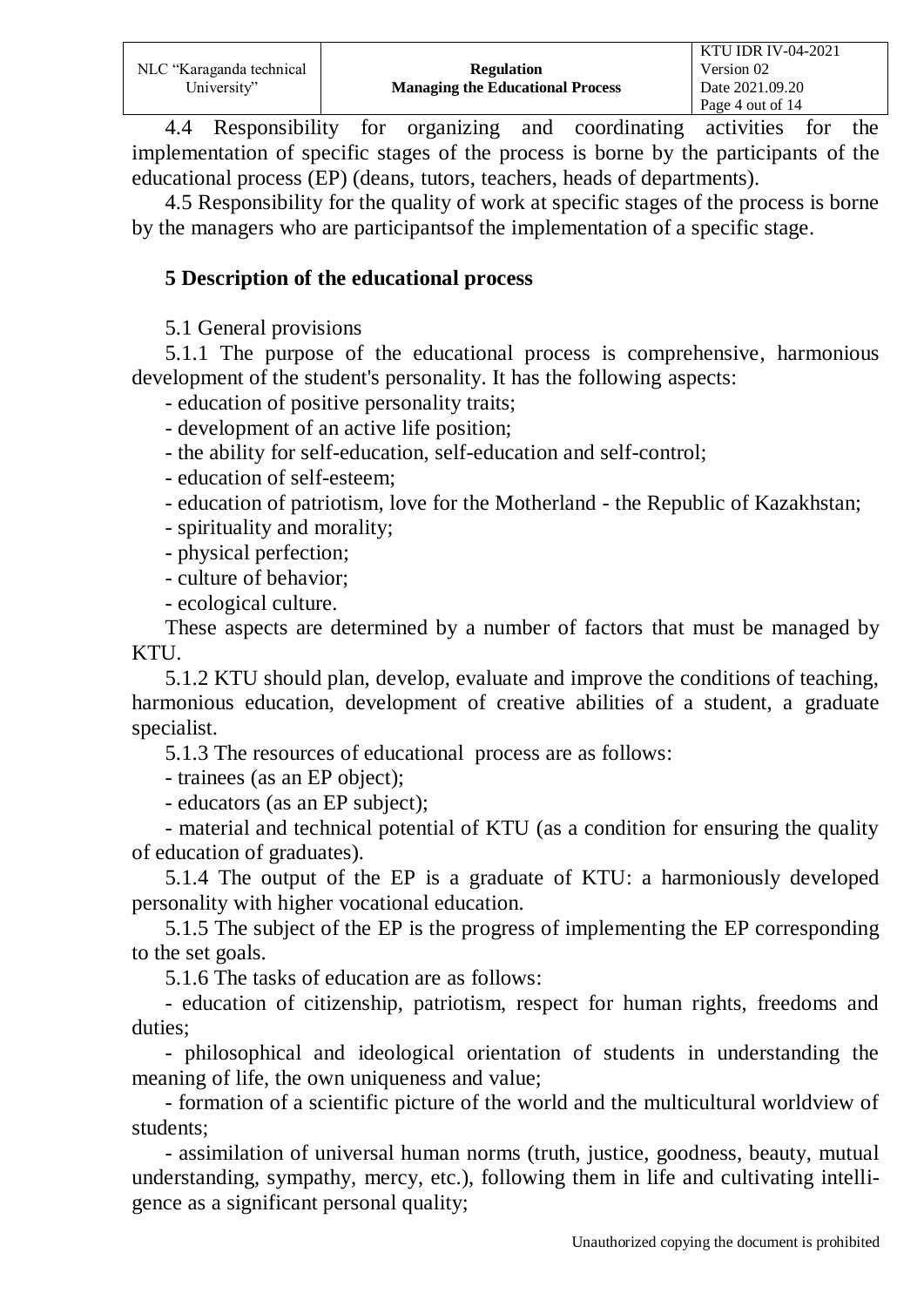4.4 Responsibility for organizing and coordinating activities for the implementation of specific stages of the process is borne by the participants of the educational process (EP) (deans, tutors, teachers, heads of departments).

4.5 Responsibility for the quality of work at specific stages of the process is borne by the managers who are participantsof the implementation of a specific stage.

## 5 Description of the educational process

5.1 General provisions

5.1.1 The purpose of the educational process is comprehensive, harmonious development of the student's personality. It has the following aspects:

- education of positive personality traits;
- development of an active life position;
- the ability for self-education, self-education and self-control;
- education of self-esteem;
- education of patriotism, love for the Motherland - the Republic of Kazakhstan;
- spirituality and morality;
- physical perfection;
- culture of behavior;
- ecological culture.

These aspects are determined by a number of factors that must be managed by KTU.

5.1.2 KTU should plan, develop, evaluate and improve the conditions of teaching, harmonious education, development of creative abilities of a student, a graduate specialist.

5.1.3 The resources of educational process are as follows:

- trainees (as an EP object);
- educators (as an EP subject);
- material and technical potential of KTU (as a condition for ensuring the quality of education of graduates).

5.1.4 The output of the EP is a graduate of KTU: a harmoniously developed personality with higher vocational education.

5.1.5 The subject of the EP is the progress of implementing the EP corresponding to the set goals.

5.1.6 The tasks of education are as follows:

- education of citizenship, patriotism, respect for human rights, freedoms and duties;
- philosophical and ideological orientation of students in understanding the meaning of life, the own uniqueness and value;
- formation of a scientific picture of the world and the multicultural worldview of students;
- assimilation of universal human norms (truth, justice, goodness, beauty, mutual understanding, sympathy, mercy, etc.), following them in life and cultivating intelligence as a significant personal quality;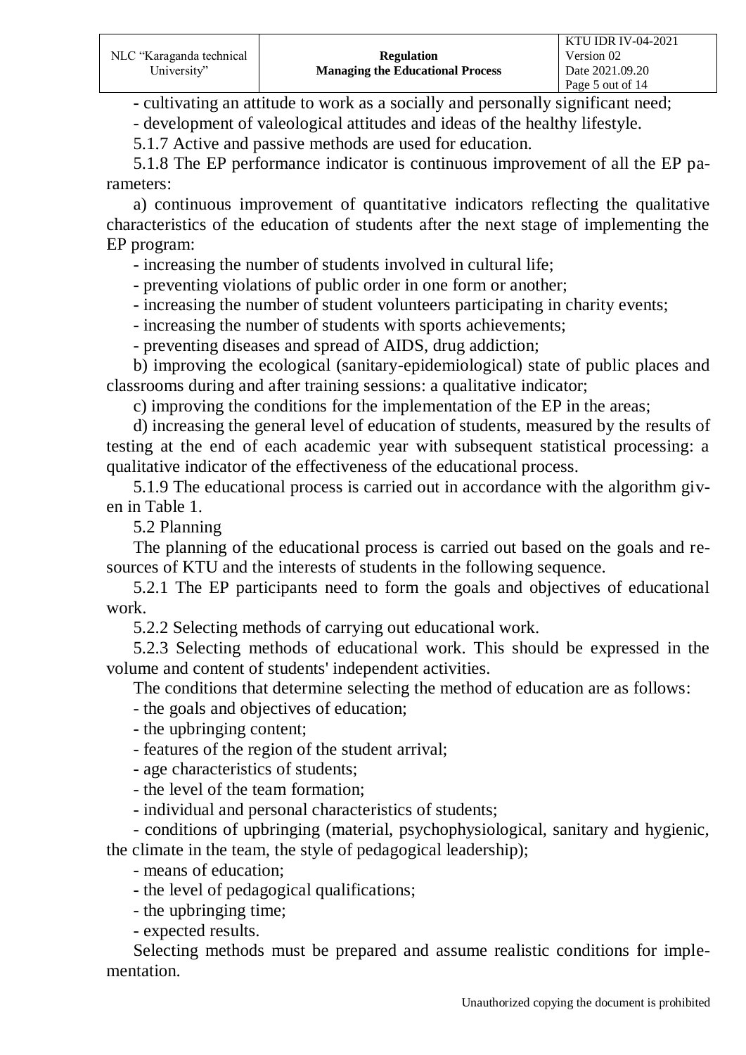- cultivating an attitude to work as a socially and personally significant need;

- development of valeological attitudes and ideas of the healthy lifestyle.

5.1.7 Active and passive methods are used for education.

5.1.8 The EP performance indicator is continuous improvement of all the EP parameters:

a) continuous improvement of quantitative indicators reflecting the qualitative characteristics of the education of students after the next stage of implementing the EP program:

- increasing the number of students involved in cultural life;
- preventing violations of public order in one form or another;
- increasing the number of student volunteers participating in charity events;
- increasing the number of students with sports achievements;
- preventing diseases and spread of AIDS, drug addiction;

b) improving the ecological (sanitary-epidemiological) state of public places and classrooms during and after training sessions: a qualitative indicator;

c) improving the conditions for the implementation of the EP in the areas;

d) increasing the general level of education of students, measured by the results of testing at the end of each academic year with subsequent statistical processing: a qualitative indicator of the effectiveness of the educational process.

5.1.9 The educational process is carried out in accordance with the algorithm given in Table 1.

5.2 Planning

The planning of the educational process is carried out based on the goals and resources of KTU and the interests of students in the following sequence.

5.2.1 The EP participants need to form the goals and objectives of educational work.

5.2.2 Selecting methods of carrying out educational work.

5.2.3 Selecting methods of educational work. This should be expressed in the volume and content of students' independent activities.

The conditions that determine selecting the method of education are as follows:

- the goals and objectives of education;
- the upbringing content;
- features of the region of the student arrival;
- age characteristics of students;
- the level of the team formation;
- individual and personal characteristics of students;
- conditions of upbringing (material, psychophysiological, sanitary and hygienic, the climate in the team, the style of pedagogical leadership);
- means of education;
- the level of pedagogical qualifications;
- the upbringing time;
- expected results.

Selecting methods must be prepared and assume realistic conditions for implementation.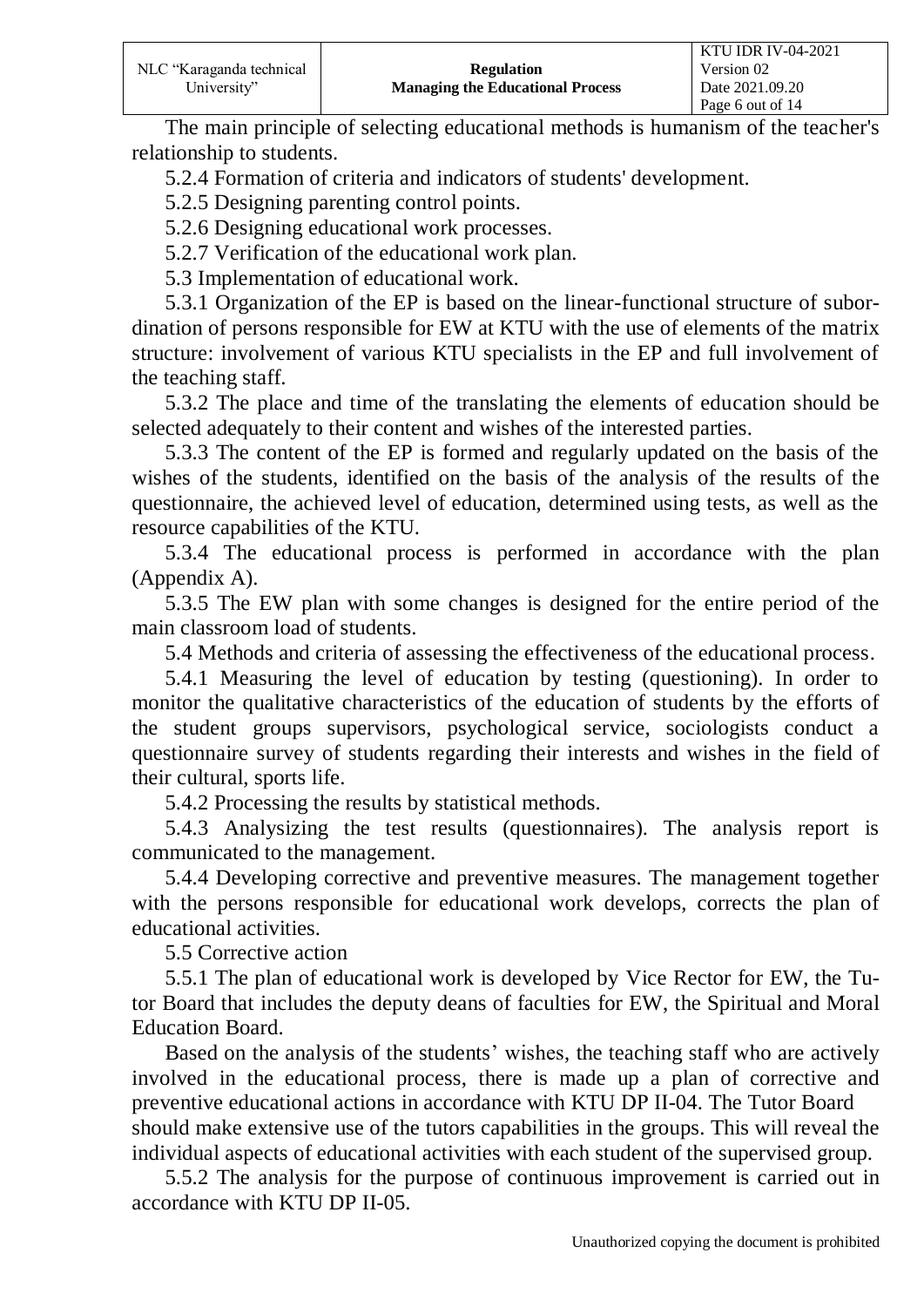The main principle of selecting educational methods is humanism of the teacher's relationship to students.

5.2.4 Formation of criteria and indicators of students' development.

5.2.5 Designing parenting control points.

5.2.6 Designing educational work processes.

5.2.7 Verification of the educational work plan.

5.3 Implementation of educational work.

5.3.1 Organization of the EP is based on the linear-functional structure of subordination of persons responsible for EW at KTU with the use of elements of the matrix structure: involvement of various KTU specialists in the EP and full involvement of the teaching staff.

5.3.2 The place and time of the translating the elements of education should be selected adequately to their content and wishes of the interested parties.

5.3.3 The content of the EP is formed and regularly updated on the basis of the wishes of the students, identified on the basis of the analysis of the results of the questionnaire, the achieved level of education, determined using tests, as well as the resource capabilities of the KTU.

5.3.4 The educational process is performed in accordance with the plan (Appendix A).

5.3.5 The EW plan with some changes is designed for the entire period of the main classroom load of students.

5.4 Methods and criteria of assessing the effectiveness of the educational process.

5.4.1 Measuring the level of education by testing (questioning). In order to monitor the qualitative characteristics of the education of students by the efforts of the student groups supervisors, psychological service, sociologists conduct a questionnaire survey of students regarding their interests and wishes in the field of their cultural, sports life.

5.4.2 Processing the results by statistical methods.

5.4.3 Analysizing the test results (questionnaires). The analysis report is communicated to the management.

5.4.4 Developing corrective and preventive measures. The management together with the persons responsible for educational work develops, corrects the plan of educational activities.

5.5 Corrective action

5.5.1 The plan of educational work is developed by Vice Rector for EW, the Tutor Board that includes the deputy deans of faculties for EW, the Spiritual and Moral Education Board.

Based on the analysis of the students' wishes, the teaching staff who are actively involved in the educational process, there is made up a plan of corrective and preventive educational actions in accordance with KTU DP II-04. The Tutor Board should make extensive use of the tutors capabilities in the groups. This will reveal the individual aspects of educational activities with each student of the supervised group.

5.5.2 The analysis for the purpose of continuous improvement is carried out in accordance with KTU DP II-05.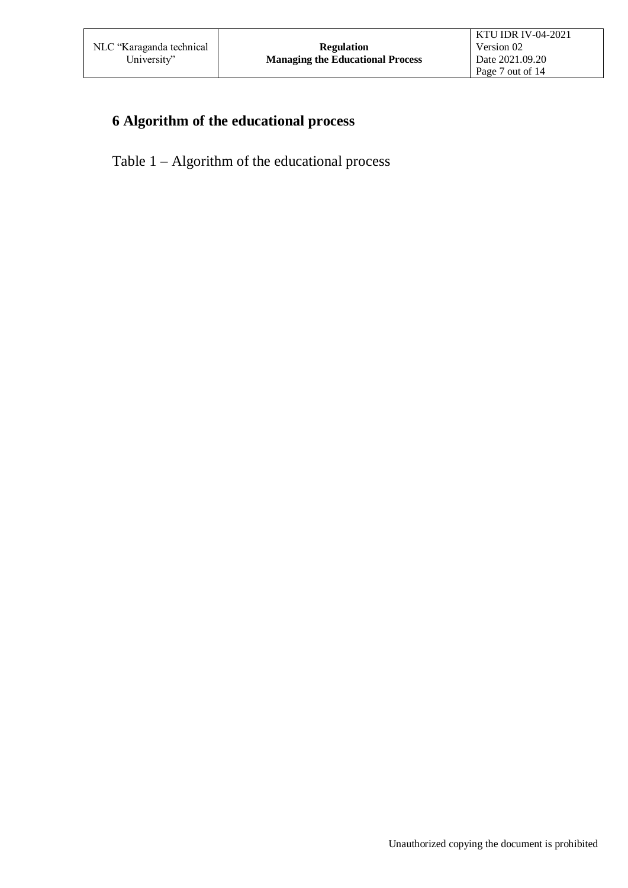## 6 Algorithm of the educational process

Table 1 – Algorithm of the educational process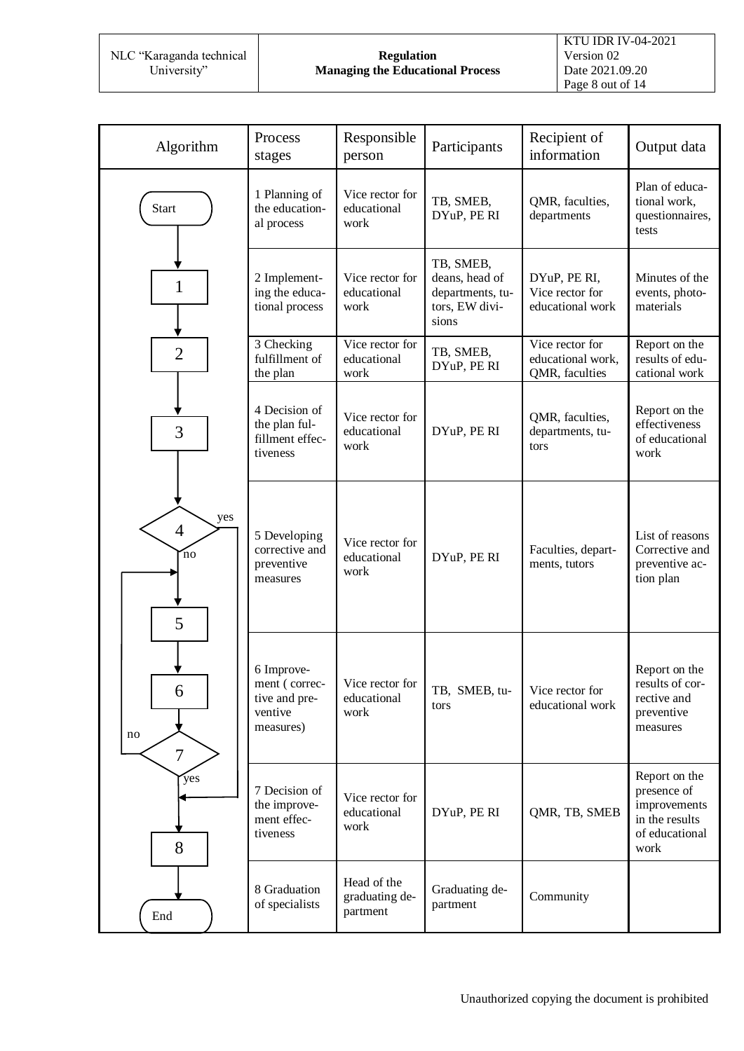| Algorithm | Process stages | Responsible person | Participants | Recipient of information | Output data |
|---|---|---|---|---|---|
| Start → 1 | 1 Planning of the educational process | Vice rector for educational work | TB, SMEB, DYuP, PE RI | QMR, faculties, departments | Plan of educational work, questionnaires, tests |
| 1 → 2 | 2 Implementing the educational process | Vice rector for educational work | TB, SMEB, deans, head of departments, tutors, EW divisions | DYuP, PE RI, Vice rector for educational work | Minutes of the events, photo-materials |
| 2 → 3 | 3 Checking fulfillment of the plan | Vice rector for educational work | TB, SMEB, DYuP, PE RI | Vice rector for educational work, QMR, faculties | Report on the results of educational work |
| 3 → 4 | 4 Decision of the plan fulfillment effectiveness | Vice rector for educational work | DYuP, PE RI | QMR, faculties, departments, tutors | Report on the effectiveness of educational work |
| 4 (yes → 8; no → 5) | 5 Developing corrective and preventive measures | Vice rector for educational work | DYuP, PE RI | Faculties, departments, tutors | List of reasons Corrective and preventive action plan |
| 5 → 6 | 6 Improvement ( corrective and preventive measures) | Vice rector for educational work | TB, SMEB, tutors | Vice rector for educational work | Report on the results of corrective and preventive measures |
| 7 (no → 5; yes → 8) | 7 Decision of the improvement effectiveness | Vice rector for educational work | DYuP, PE RI | QMR, TB, SMEB | Report on the presence of improvements in the results of educational work |
| 8 → End | 8 Graduation of specialists | Head of the graduating department | Graduating department | Community | |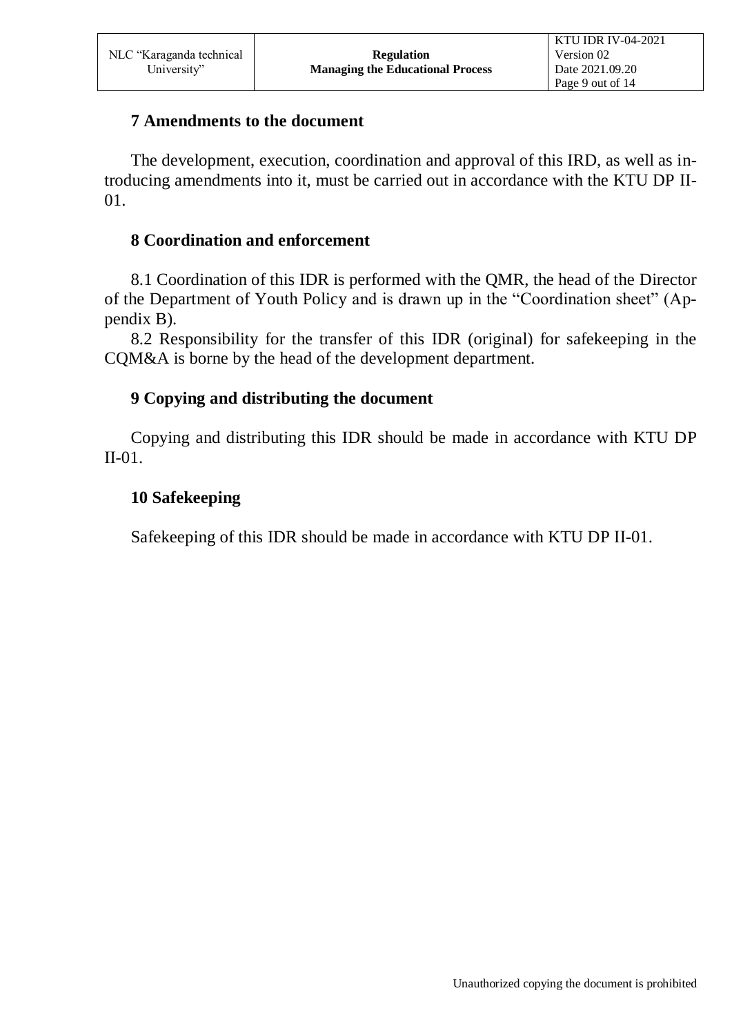## 7 Amendments to the document

The development, execution, coordination and approval of this IRD, as well as introducing amendments into it, must be carried out in accordance with the KTU DP II-01.

## 8 Coordination and enforcement

8.1 Coordination of this IDR is performed with the QMR, the head of the Director of the Department of Youth Policy and is drawn up in the "Coordination sheet" (Appendix B).

8.2 Responsibility for the transfer of this IDR (original) for safekeeping in the CQM&A is borne by the head of the development department.

## 9 Copying and distributing the document

Copying and distributing this IDR should be made in accordance with KTU DP II-01.

## 10 Safekeeping

Safekeeping of this IDR should be made in accordance with KTU DP II-01.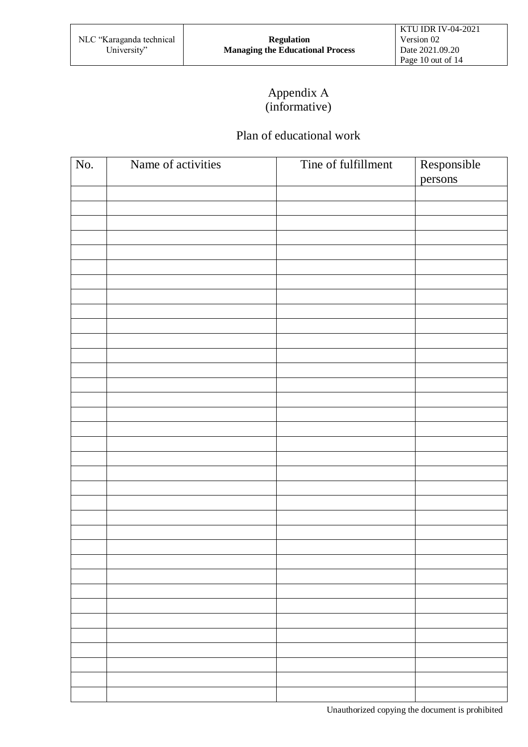Appendix A
(informative)

## Plan of educational work

| No. | Name of activities | Tine of fulfillment | Responsible persons |
|---|---|---|---|
| | | | |
| | | | |
| | | | |
| | | | |
| | | | |
| | | | |
| | | | |
| | | | |
| | | | |
| | | | |
| | | | |
| | | | |
| | | | |
| | | | |
| | | | |
| | | | |
| | | | |
| | | | |
| | | | |
| | | | |
| | | | |
| | | | |
| | | | |
| | | | |
| | | | |
| | | | |
| | | | |
| | | | |
| | | | |
| | | | |
| | | | |
| | | | |
| | | | |
| | | | |
| | | | |
| | | | |

Unauthorized copying the document is prohibited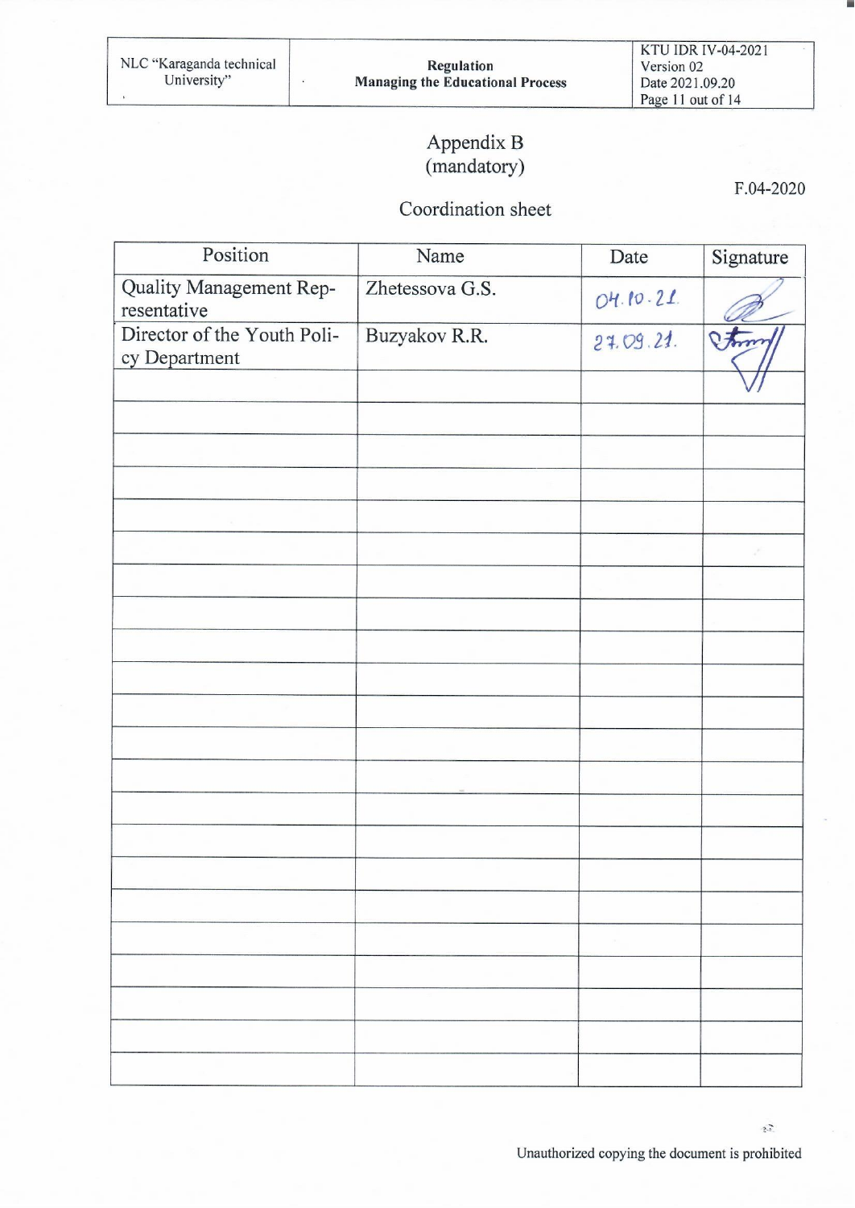# Appendix B
(mandatory)

F.04-2020

## Coordination sheet

| Position | Name | Date | Signature |
|---|---|---|---|
| Quality Management Representative | Zhetessova G.S. | 04.10.21 | |
| Director of the Youth Policy Department | Buzyakov R.R. | 27.09.21 | |
| | | | |
| | | | |
| | | | |
| | | | |
| | | | |
| | | | |
| | | | |
| | | | |
| | | | |
| | | | |
| | | | |
| | | | |
| | | | |
| | | | |
| | | | |
| | | | |
| | | | |
| | | | |
| | | | |
| | | | |
| | | | |
| | | | |
| | | | |

Unauthorized copying the document is prohibited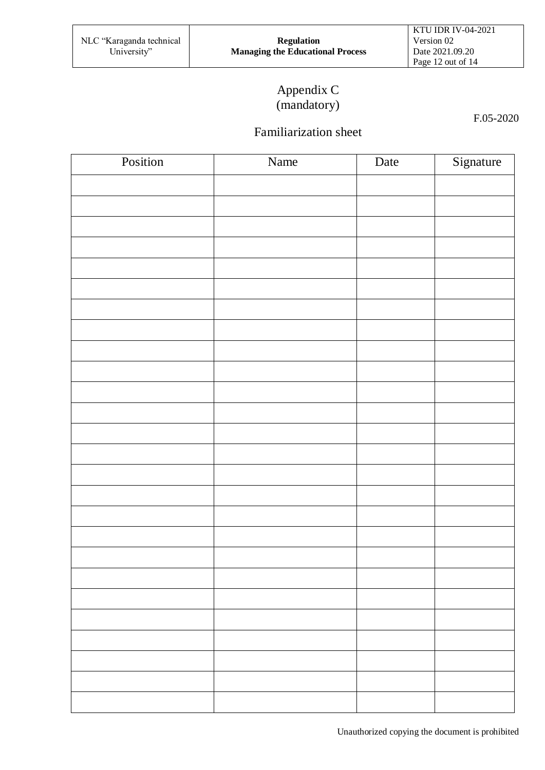Appendix C
(mandatory)

F.05-2020

## Familiarization sheet

| Position | Name | Date | Signature |
|---|---|---|---|
| | | | |
| | | | |
| | | | |
| | | | |
| | | | |
| | | | |
| | | | |
| | | | |
| | | | |
| | | | |
| | | | |
| | | | |
| | | | |
| | | | |
| | | | |
| | | | |
| | | | |
| | | | |
| | | | |
| | | | |
| | | | |
| | | | |
| | | | |
| | | | |
| | | | |
| | | | |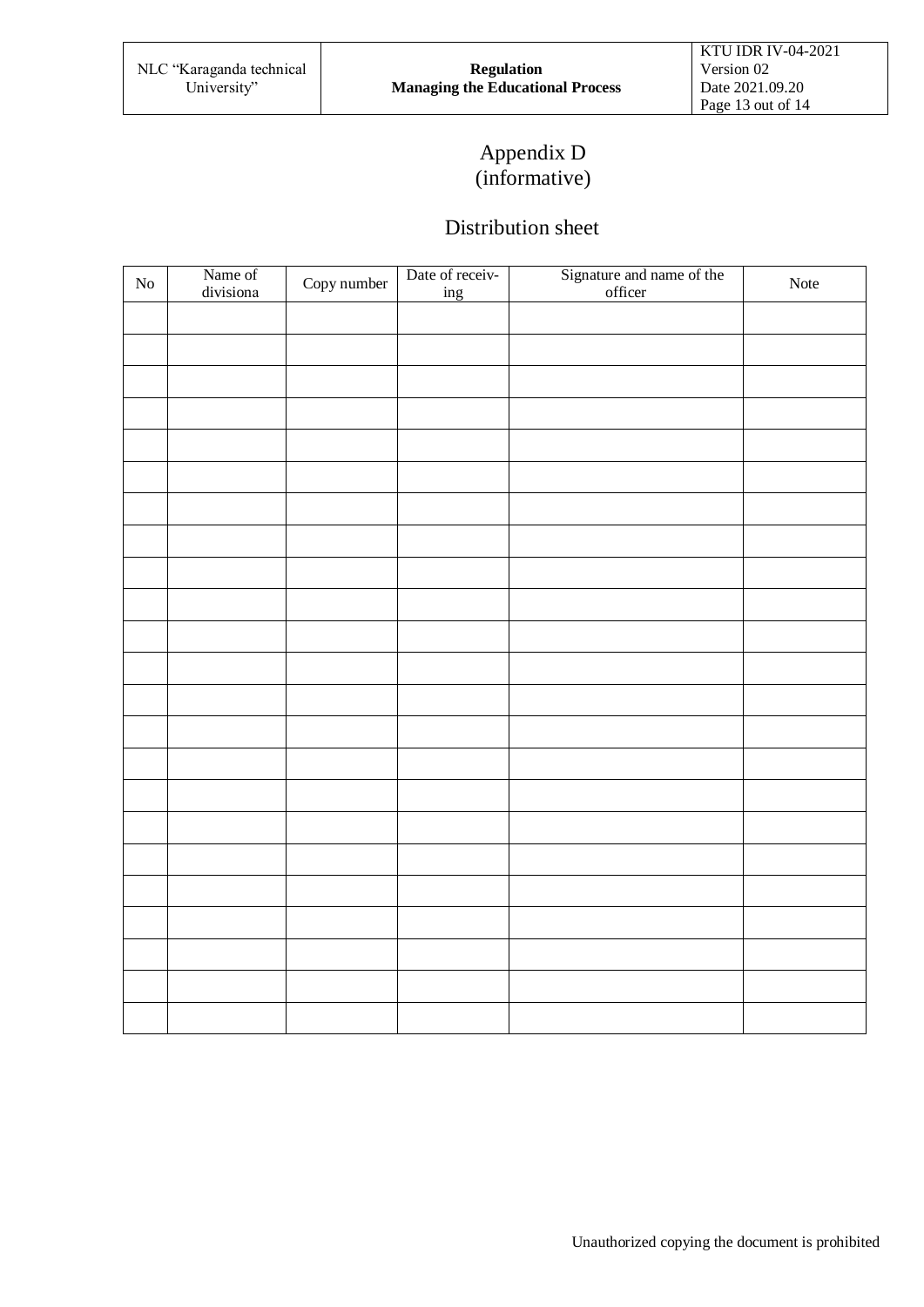# Appendix D
(informative)

## Distribution sheet

| No | Name of divisiona | Copy number | Date of receiv-ing | Signature and name of the officer | Note |
|---|---|---|---|---|---|
| | | | | | |
| | | | | | |
| | | | | | |
| | | | | | |
| | | | | | |
| | | | | | |
| | | | | | |
| | | | | | |
| | | | | | |
| | | | | | |
| | | | | | |
| | | | | | |
| | | | | | |
| | | | | | |
| | | | | | |
| | | | | | |
| | | | | | |
| | | | | | |
| | | | | | |
| | | | | | |
| | | | | | |
| | | | | | |
| | | | | | |

Unauthorized copying the document is prohibited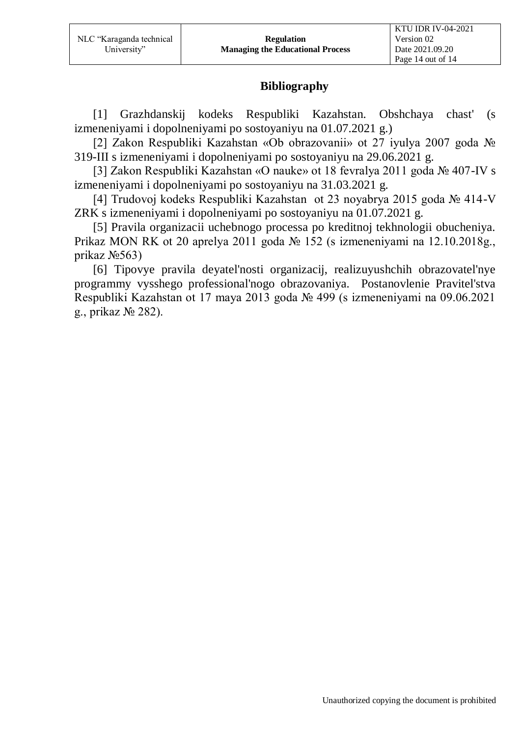## Bibliography

[1] Grazhdanskij kodeks Respubliki Kazahstan. Obshchaya chast' (s izmeneniyami i dopolneniyami po sostoyaniyu na 01.07.2021 g.)

[2] Zakon Respubliki Kazahstan «Ob obrazovanii» ot 27 iyulya 2007 goda № 319-III s izmeneniyami i dopolneniyami po sostoyaniyu na 29.06.2021 g.

[3] Zakon Respubliki Kazahstan «O nauke» ot 18 fevralya 2011 goda № 407-IV s izmeneniyami i dopolneniyami po sostoyaniyu na 31.03.2021 g.

[4] Trudovoj kodeks Respubliki Kazahstan ot 23 noyabrya 2015 goda № 414-V ZRK s izmeneniyami i dopolneniyami po sostoyaniyu na 01.07.2021 g.

[5] Pravila organizacii uchebnogo processa po kreditnoj tekhnologii obucheniya. Prikaz MON RK ot 20 aprelya 2011 goda № 152 (s izmeneniyami na 12.10.2018g., prikaz №563)

[6] Tipovye pravila deyatel'nosti organizacij, realizuyushchih obrazovatel'nye programmy vysshego professional'nogo obrazovaniya. Postanovlenie Pravitel'stva Respubliki Kazahstan ot 17 maya 2013 goda № 499 (s izmeneniyami na 09.06.2021 g., prikaz № 282).